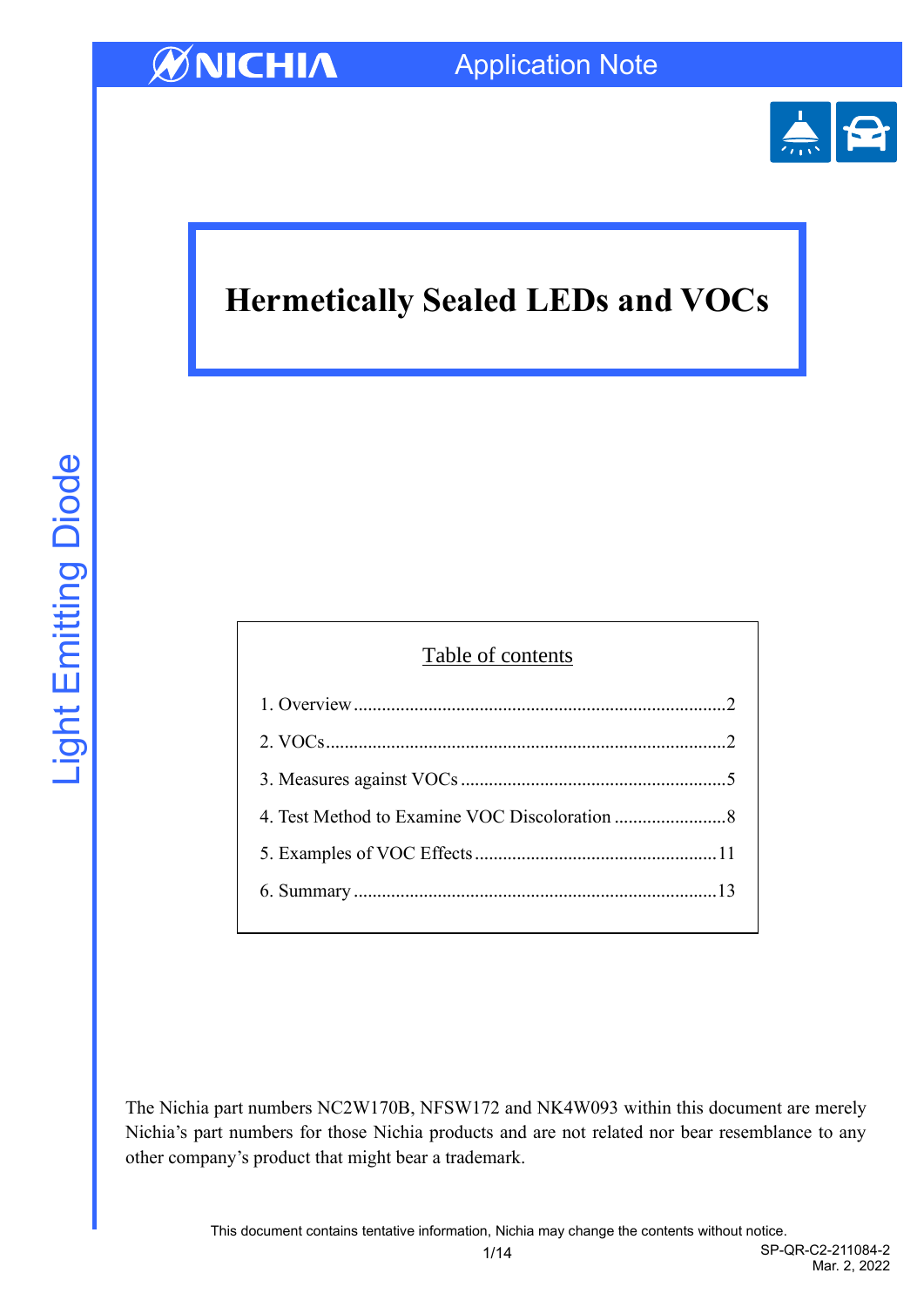# Hermetically Sealed LEDs and VOCs

Table of contents

1. Overview ............................................................................2
2. VOCs ..................................................................................2
3. Measures against VOCs ......................................................5
4. Test Method to Examine VOC Discoloration .......................8
5. Examples of VOC Effects ..................................................11
6. Summary ..........................................................................13

The Nichia part numbers NC2W170B, NFSW172 and NK4W093 within this document are merely Nichia's part numbers for those Nichia products and are not related nor bear resemblance to any other company's product that might bear a trademark.

This document contains tentative information, Nichia may change the contents without notice.

SP-QR-C2-211084-2
Mar. 2, 2022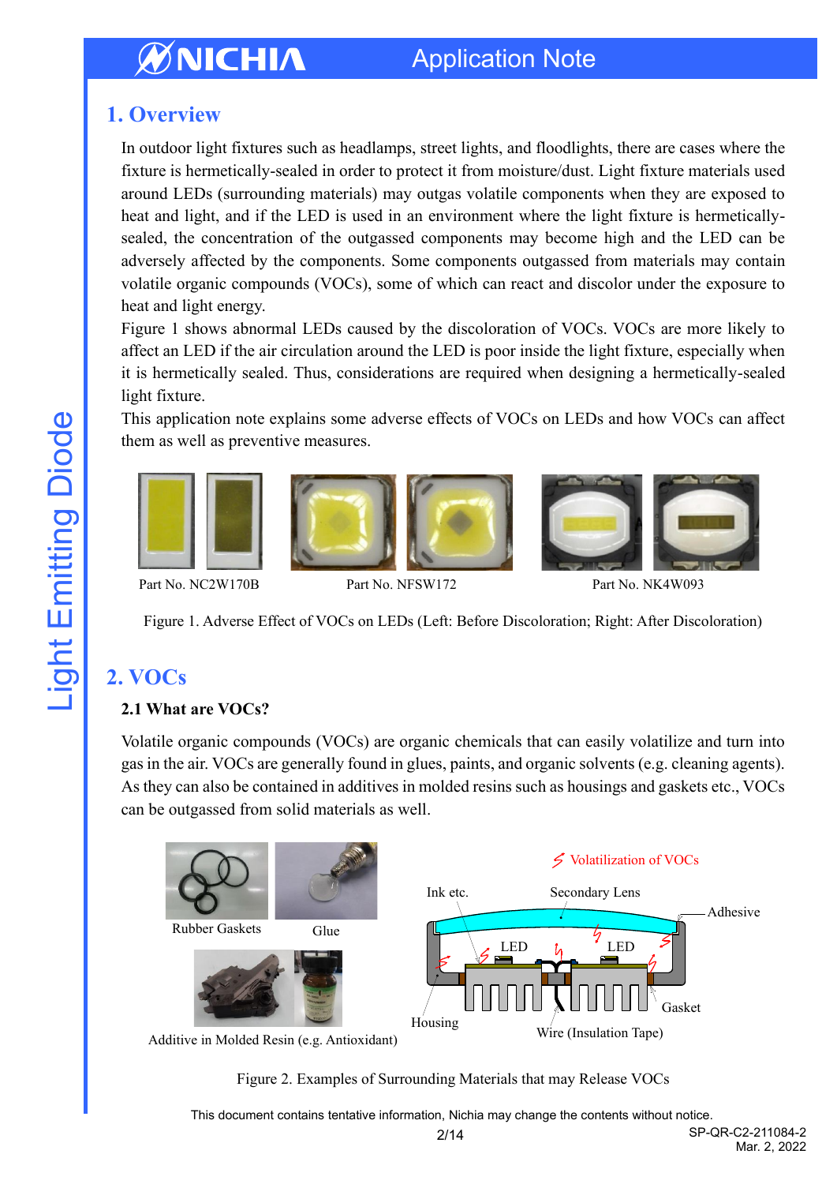# 1. Overview

In outdoor light fixtures such as headlamps, street lights, and floodlights, there are cases where the fixture is hermetically-sealed in order to protect it from moisture/dust. Light fixture materials used around LEDs (surrounding materials) may outgas volatile components when they are exposed to heat and light, and if the LED is used in an environment where the light fixture is hermetically-sealed, the concentration of the outgassed components may become high and the LED can be adversely affected by the components. Some components outgassed from materials may contain volatile organic compounds (VOCs), some of which can react and discolor under the exposure to heat and light energy.

Figure 1 shows abnormal LEDs caused by the discoloration of VOCs. VOCs are more likely to affect an LED if the air circulation around the LED is poor inside the light fixture, especially when it is hermetically sealed. Thus, considerations are required when designing a hermetically-sealed light fixture.

This application note explains some adverse effects of VOCs on LEDs and how VOCs can affect them as well as preventive measures.

Part No. NC2W170B    Part No. NFSW172    Part No. NK4W093

Figure 1. Adverse Effect of VOCs on LEDs (Left: Before Discoloration; Right: After Discoloration)

# 2. VOCs

### 2.1 What are VOCs?

Volatile organic compounds (VOCs) are organic chemicals that can easily volatilize and turn into gas in the air. VOCs are generally found in glues, paints, and organic solvents (e.g. cleaning agents). As they can also be contained in additives in molded resins such as housings and gaskets etc., VOCs can be outgassed from solid materials as well.

Rubber Gaskets    Glue

Additive in Molded Resin (e.g. Antioxidant)

Volatilization of VOCs

Ink etc.    Secondary Lens    Adhesive    LED    LED    Housing    Wire (Insulation Tape)    Gasket

Figure 2. Examples of Surrounding Materials that may Release VOCs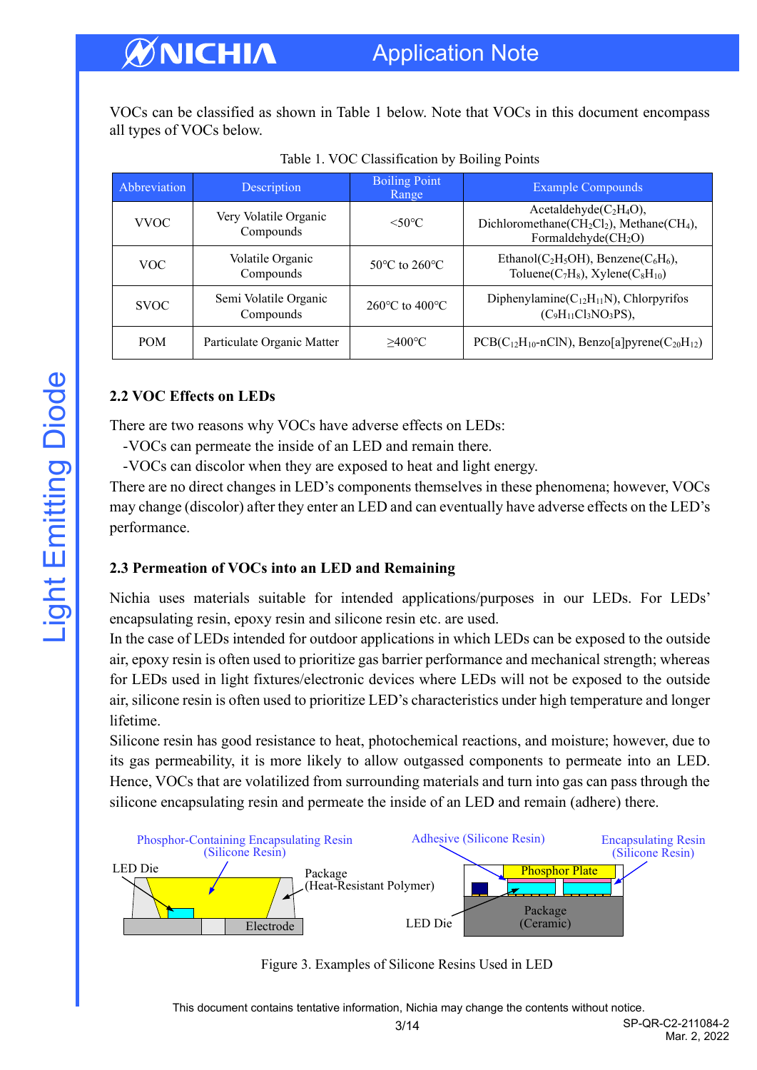VOCs can be classified as shown in Table 1 below. Note that VOCs in this document encompass all types of VOCs below.

Table 1. VOC Classification by Boiling Points

| Abbreviation | Description | Boiling Point Range | Example Compounds |
|---|---|---|---|
| VVOC | Very Volatile Organic Compounds | <50°C | Acetaldehyde($C_2H_4O$), Dichloromethane($CH_2Cl_2$), Methane($CH_4$), Formaldehyde($CH_2O$) |
| VOC | Volatile Organic Compounds | 50°C to 260°C | Ethanol($C_2H_5OH$), Benzene($C_6H_6$), Toluene($C_7H_8$), Xylene($C_8H_{10}$) |
| SVOC | Semi Volatile Organic Compounds | 260°C to 400°C | Diphenylamine($C_{12}H_{11}N$), Chlorpyrifos ($C_9H_{11}Cl_3NO_3PS$), |
| POM | Particulate Organic Matter | ≥400°C | PCB($C_{12}H_{10}$-nClN), Benzo[a]pyrene($C_{20}H_{12}$) |

### 2.2 VOC Effects on LEDs

There are two reasons why VOCs have adverse effects on LEDs:

-VOCs can permeate the inside of an LED and remain there.

-VOCs can discolor when they are exposed to heat and light energy.

There are no direct changes in LED's components themselves in these phenomena; however, VOCs may change (discolor) after they enter an LED and can eventually have adverse effects on the LED's performance.

### 2.3 Permeation of VOCs into an LED and Remaining

Nichia uses materials suitable for intended applications/purposes in our LEDs. For LEDs' encapsulating resin, epoxy resin and silicone resin etc. are used.

In the case of LEDs intended for outdoor applications in which LEDs can be exposed to the outside air, epoxy resin is often used to prioritize gas barrier performance and mechanical strength; whereas for LEDs used in light fixtures/electronic devices where LEDs will not be exposed to the outside air, silicone resin is often used to prioritize LED's characteristics under high temperature and longer lifetime.

Silicone resin has good resistance to heat, photochemical reactions, and moisture; however, due to its gas permeability, it is more likely to allow outgassed components to permeate into an LED. Hence, VOCs that are volatilized from surrounding materials and turn into gas can pass through the silicone encapsulating resin and permeate the inside of an LED and remain (adhere) there.

Phosphor-Containing Encapsulating Resin (Silicone Resin)
LED Die
Package (Heat-Resistant Polymer)
Electrode
Adhesive (Silicone Resin)
Encapsulating Resin (Silicone Resin)
Phosphor Plate
LED Die
Package (Ceramic)

Figure 3. Examples of Silicone Resins Used in LED

This document contains tentative information, Nichia may change the contents without notice.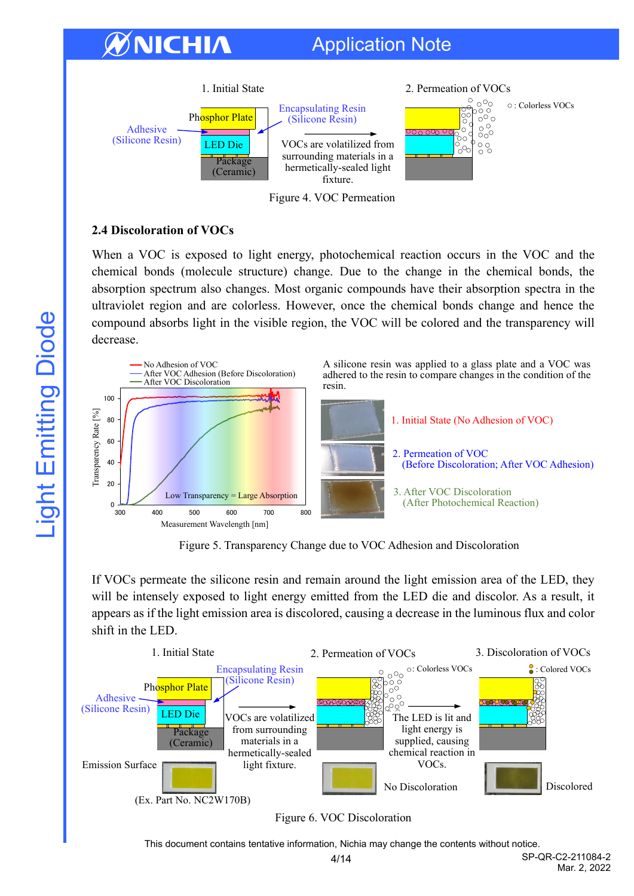1. Initial State

2. Permeation of VOCs

Phosphor Plate

Encapsulating Resin (Silicone Resin)

Adhesive (Silicone Resin)

LED Die

Package (Ceramic)

VOCs are volatilized from surrounding materials in a hermetically-sealed light fixture.

○ : Colorless VOCs

Figure 4. VOC Permeation

### 2.4 Discoloration of VOCs

When a VOC is exposed to light energy, photochemical reaction occurs in the VOC and the chemical bonds (molecule structure) change. Due to the change in the chemical bonds, the absorption spectrum also changes. Most organic compounds have their absorption spectra in the ultraviolet region and are colorless. However, once the chemical bonds change and hence the compound absorbs light in the visible region, the VOC will be colored and the transparency will decrease.

A silicone resin was applied to a glass plate and a VOC was adhered to the resin to compare changes in the condition of the resin.

1. Initial State (No Adhesion of VOC)
2. Permeation of VOC (Before Discoloration; After VOC Adhesion)
3. After VOC Discoloration (After Photochemical Reaction)

Figure 5. Transparency Change due to VOC Adhesion and Discoloration

If VOCs permeate the silicone resin and remain around the light emission area of the LED, they will be intensely exposed to light energy emitted from the LED die and discolor. As a result, it appears as if the light emission area is discolored, causing a decrease in the luminous flux and color shift in the LED.

1. Initial State

2. Permeation of VOCs

3. Discoloration of VOCs

Phosphor Plate

Encapsulating Resin (Silicone Resin)

Adhesive (Silicone Resin)

LED Die

Package (Ceramic)

VOCs are volatilized from surrounding materials in a hermetically-sealed light fixture.

○: Colorless VOCs

The LED is lit and light energy is supplied, causing chemical reaction in VOCs.

: Colored VOCs

Emission Surface

(Ex. Part No. NC2W170B)

No Discoloration

Discolored

Figure 6. VOC Discoloration

This document contains tentative information, Nichia may change the contents without notice.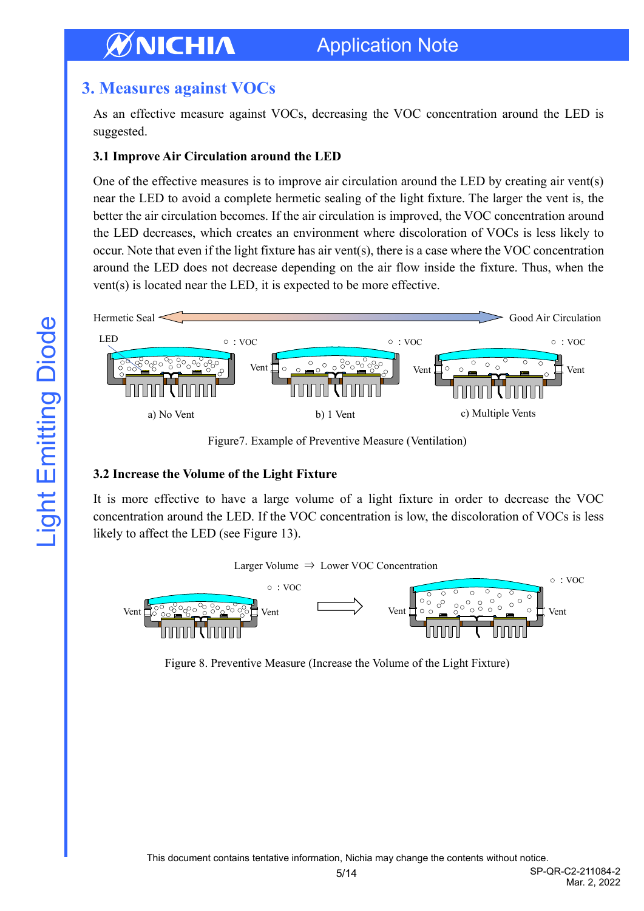## 3. Measures against VOCs

As an effective measure against VOCs, decreasing the VOC concentration around the LED is suggested.

### 3.1 Improve Air Circulation around the LED

One of the effective measures is to improve air circulation around the LED by creating air vent(s) near the LED to avoid a complete hermetic sealing of the light fixture. The larger the vent is, the better the air circulation becomes. If the air circulation is improved, the VOC concentration around the LED decreases, which creates an environment where discoloration of VOCs is less likely to occur. Note that even if the light fixture has air vent(s), there is a case where the VOC concentration around the LED does not decrease depending on the air flow inside the fixture. Thus, when the vent(s) is located near the LED, it is expected to be more effective.

Hermetic Seal ⟷ Good Air Circulation

a) No Vent b) 1 Vent c) Multiple Vents

Figure7. Example of Preventive Measure (Ventilation)

### 3.2 Increase the Volume of the Light Fixture

It is more effective to have a large volume of a light fixture in order to decrease the VOC concentration around the LED. If the VOC concentration is low, the discoloration of VOCs is less likely to affect the LED (see Figure 13).

Larger Volume ⇒ Lower VOC Concentration

Figure 8. Preventive Measure (Increase the Volume of the Light Fixture)

This document contains tentative information, Nichia may change the contents without notice.

SP-QR-C2-211084-2
Mar. 2, 2022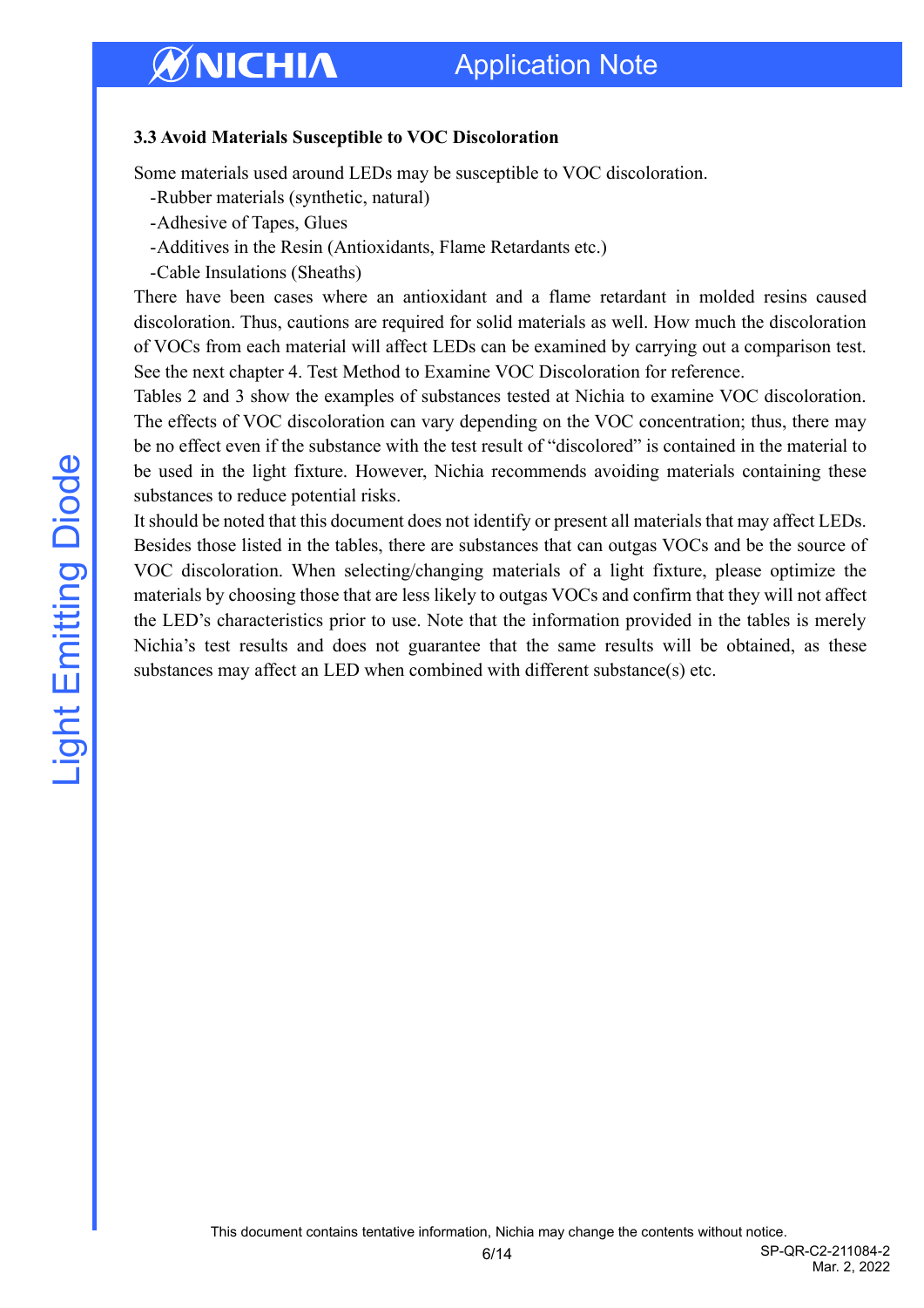### 3.3 Avoid Materials Susceptible to VOC Discoloration

Some materials used around LEDs may be susceptible to VOC discoloration.

- -Rubber materials (synthetic, natural)
- -Adhesive of Tapes, Glues
- -Additives in the Resin (Antioxidants, Flame Retardants etc.)
- -Cable Insulations (Sheaths)

There have been cases where an antioxidant and a flame retardant in molded resins caused discoloration. Thus, cautions are required for solid materials as well. How much the discoloration of VOCs from each material will affect LEDs can be examined by carrying out a comparison test. See the next chapter 4. Test Method to Examine VOC Discoloration for reference.

Tables 2 and 3 show the examples of substances tested at Nichia to examine VOC discoloration. The effects of VOC discoloration can vary depending on the VOC concentration; thus, there may be no effect even if the substance with the test result of "discolored" is contained in the material to be used in the light fixture. However, Nichia recommends avoiding materials containing these substances to reduce potential risks.

It should be noted that this document does not identify or present all materials that may affect LEDs. Besides those listed in the tables, there are substances that can outgas VOCs and be the source of VOC discoloration. When selecting/changing materials of a light fixture, please optimize the materials by choosing those that are less likely to outgas VOCs and confirm that they will not affect the LED's characteristics prior to use. Note that the information provided in the tables is merely Nichia's test results and does not guarantee that the same results will be obtained, as these substances may affect an LED when combined with different substance(s) etc.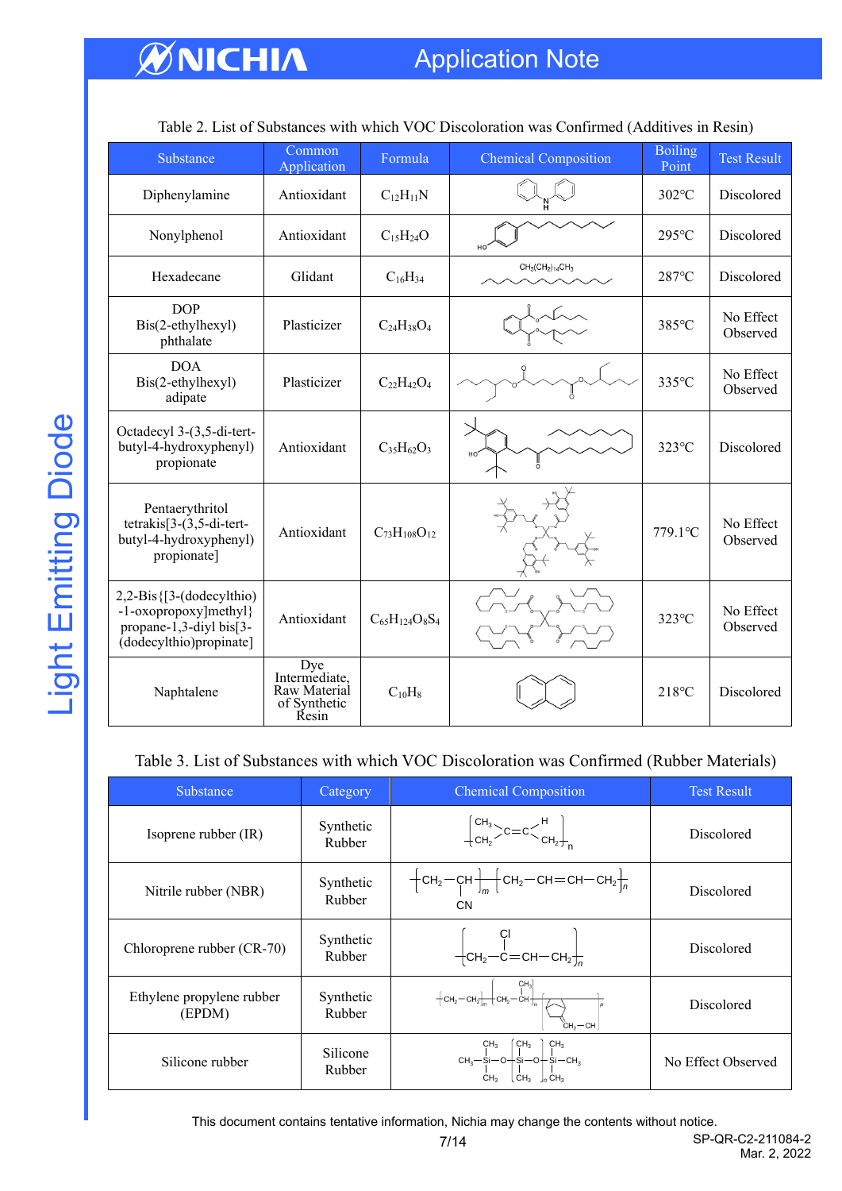Table 2. List of Substances with which VOC Discoloration was Confirmed (Additives in Resin)

| Substance | Common Application | Formula | Chemical Composition | Boiling Point | Test Result |
|---|---|---|---|---|---|
| Diphenylamine | Antioxidant | $C_{12}H_{11}N$ | | 302°C | Discolored |
| Nonylphenol | Antioxidant | $C_{15}H_{24}O$ | | 295°C | Discolored |
| Hexadecane | Glidant | $C_{16}H_{34}$ | $CH_3(CH_2)_{14}CH_3$ | 287°C | Discolored |
| DOP Bis(2-ethylhexyl) phthalate | Plasticizer | $C_{24}H_{38}O_4$ | | 385°C | No Effect Observed |
| DOA Bis(2-ethylhexyl) adipate | Plasticizer | $C_{22}H_{42}O_4$ | | 335°C | No Effect Observed |
| Octadecyl 3-(3,5-di-tert-butyl-4-hydroxyphenyl) propionate | Antioxidant | $C_{35}H_{62}O_3$ | | 323°C | Discolored |
| Pentaerythritol tetrakis[3-(3,5-di-tert-butyl-4-hydroxyphenyl) propionate] | Antioxidant | $C_{73}H_{108}O_{12}$ | | 779.1°C | No Effect Observed |
| 2,2-Bis{[3-(dodecylthio) -1-oxopropoxy]methyl} propane-1,3-diyl bis[3-(dodecylthio)propinate] | Antioxidant | $C_{65}H_{124}O_8S_4$ | | 323°C | No Effect Observed |
| Naphtalene | Dye Intermediate, Raw Material of Synthetic Resin | $C_{10}H_8$ | | 218°C | Discolored |

Table 3. List of Substances with which VOC Discoloration was Confirmed (Rubber Materials)

| Substance | Category | Chemical Composition | Test Result |
|---|---|---|---|
| Isoprene rubber (IR) | Synthetic Rubber | | Discolored |
| Nitrile rubber (NBR) | Synthetic Rubber | | Discolored |
| Chloroprene rubber (CR-70) | Synthetic Rubber | | Discolored |
| Ethylene propylene rubber (EPDM) | Synthetic Rubber | | Discolored |
| Silicone rubber | Silicone Rubber | | No Effect Observed |

This document contains tentative information, Nichia may change the contents without notice.

SP-QR-C2-211084-2
Mar. 2, 2022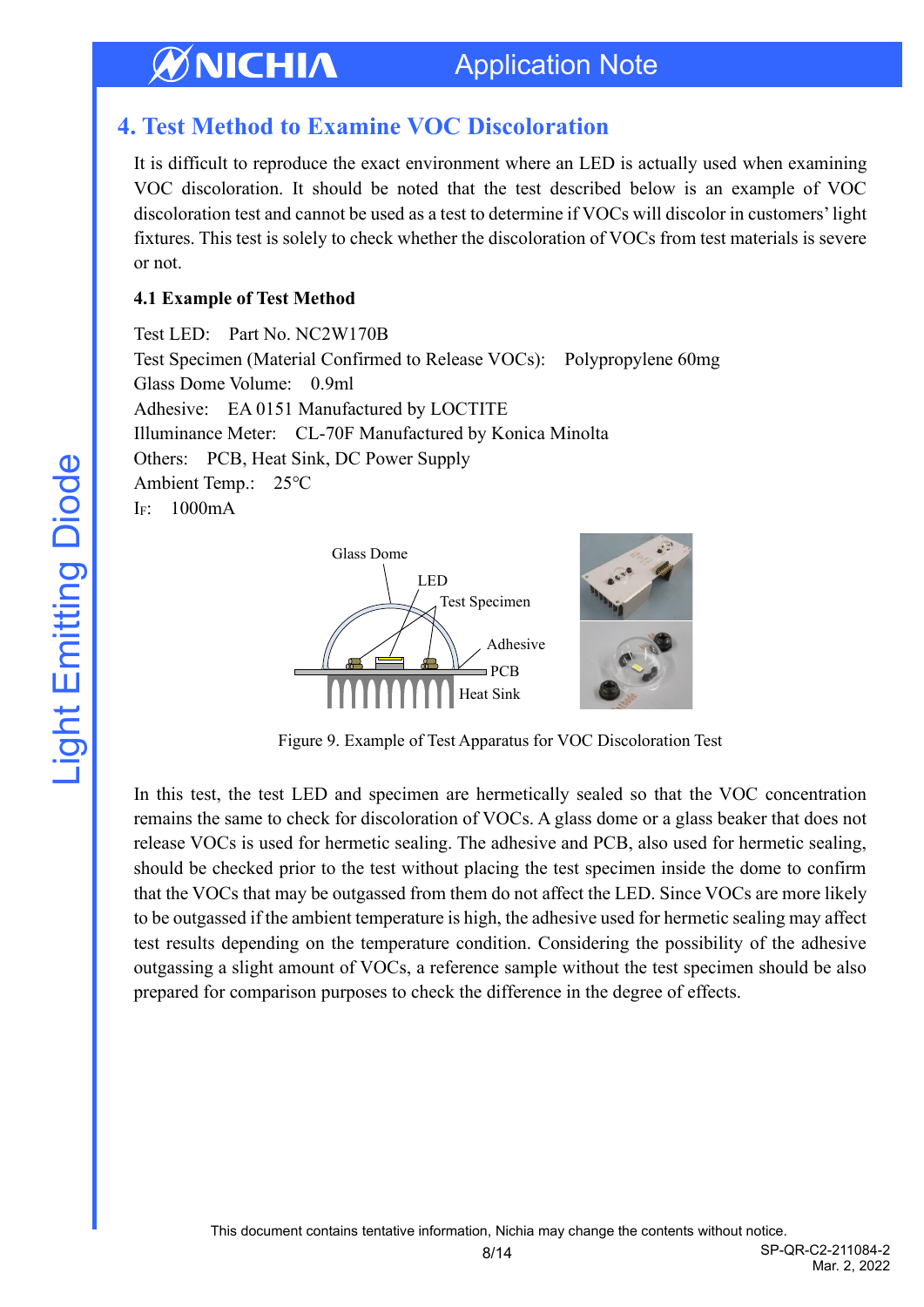## 4. Test Method to Examine VOC Discoloration

It is difficult to reproduce the exact environment where an LED is actually used when examining VOC discoloration. It should be noted that the test described below is an example of VOC discoloration test and cannot be used as a test to determine if VOCs will discolor in customers' light fixtures. This test is solely to check whether the discoloration of VOCs from test materials is severe or not.

### 4.1 Example of Test Method

Test LED: Part No. NC2W170B
Test Specimen (Material Confirmed to Release VOCs): Polypropylene 60mg
Glass Dome Volume: 0.9ml
Adhesive: EA 0151 Manufactured by LOCTITE
Illuminance Meter: CL-70F Manufactured by Konica Minolta
Others: PCB, Heat Sink, DC Power Supply
Ambient Temp.: 25°C
$I_F$: 1000mA

Figure 9. Example of Test Apparatus for VOC Discoloration Test

In this test, the test LED and specimen are hermetically sealed so that the VOC concentration remains the same to check for discoloration of VOCs. A glass dome or a glass beaker that does not release VOCs is used for hermetic sealing. The adhesive and PCB, also used for hermetic sealing, should be checked prior to the test without placing the test specimen inside the dome to confirm that the VOCs that may be outgassed from them do not affect the LED. Since VOCs are more likely to be outgassed if the ambient temperature is high, the adhesive used for hermetic sealing may affect test results depending on the temperature condition. Considering the possibility of the adhesive outgassing a slight amount of VOCs, a reference sample without the test specimen should be also prepared for comparison purposes to check the difference in the degree of effects.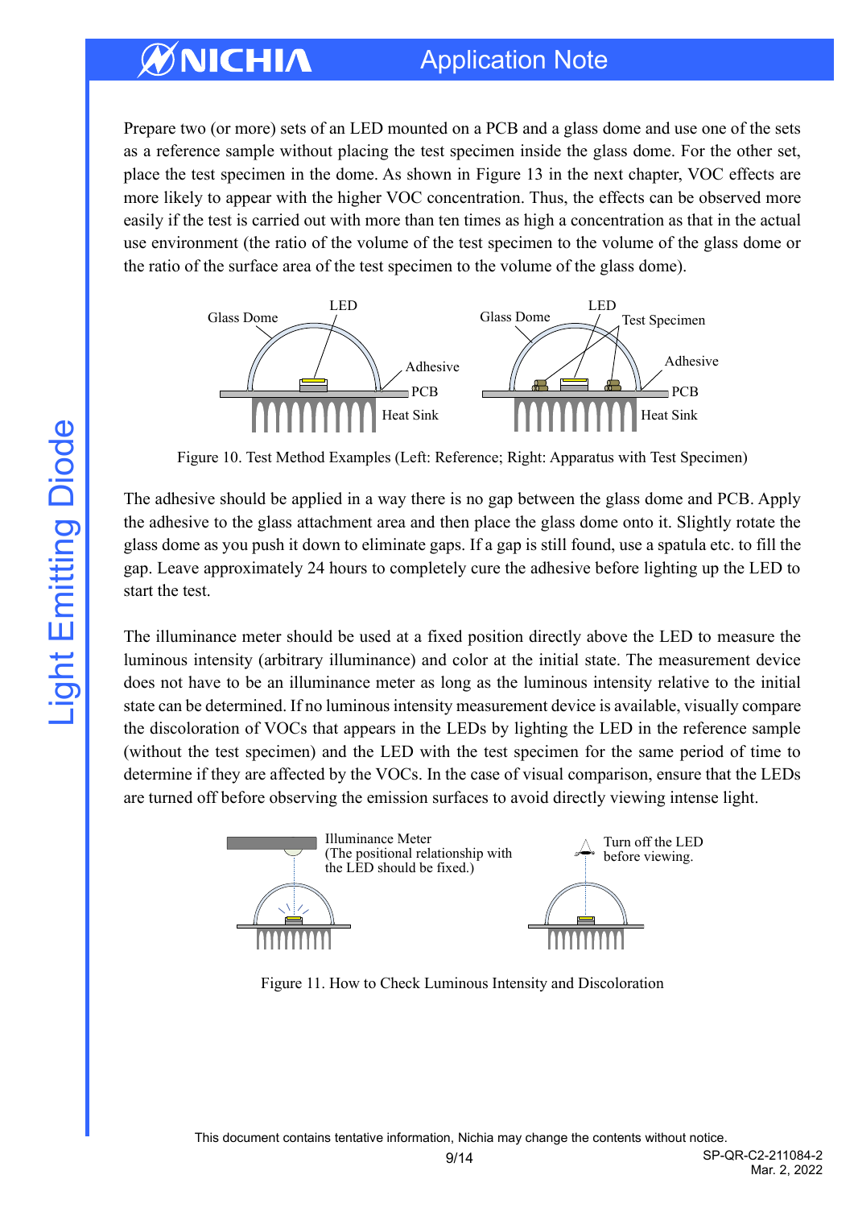Prepare two (or more) sets of an LED mounted on a PCB and a glass dome and use one of the sets as a reference sample without placing the test specimen inside the glass dome. For the other set, place the test specimen in the dome. As shown in Figure 13 in the next chapter, VOC effects are more likely to appear with the higher VOC concentration. Thus, the effects can be observed more easily if the test is carried out with more than ten times as high a concentration as that in the actual use environment (the ratio of the volume of the test specimen to the volume of the glass dome or the ratio of the surface area of the test specimen to the volume of the glass dome).

Figure 10. Test Method Examples (Left: Reference; Right: Apparatus with Test Specimen)

The adhesive should be applied in a way there is no gap between the glass dome and PCB. Apply the adhesive to the glass attachment area and then place the glass dome onto it. Slightly rotate the glass dome as you push it down to eliminate gaps. If a gap is still found, use a spatula etc. to fill the gap. Leave approximately 24 hours to completely cure the adhesive before lighting up the LED to start the test.

The illuminance meter should be used at a fixed position directly above the LED to measure the luminous intensity (arbitrary illuminance) and color at the initial state. The measurement device does not have to be an illuminance meter as long as the luminous intensity relative to the initial state can be determined. If no luminous intensity measurement device is available, visually compare the discoloration of VOCs that appears in the LEDs by lighting the LED in the reference sample (without the test specimen) and the LED with the test specimen for the same period of time to determine if they are affected by the VOCs. In the case of visual comparison, ensure that the LEDs are turned off before observing the emission surfaces to avoid directly viewing intense light.

Figure 11. How to Check Luminous Intensity and Discoloration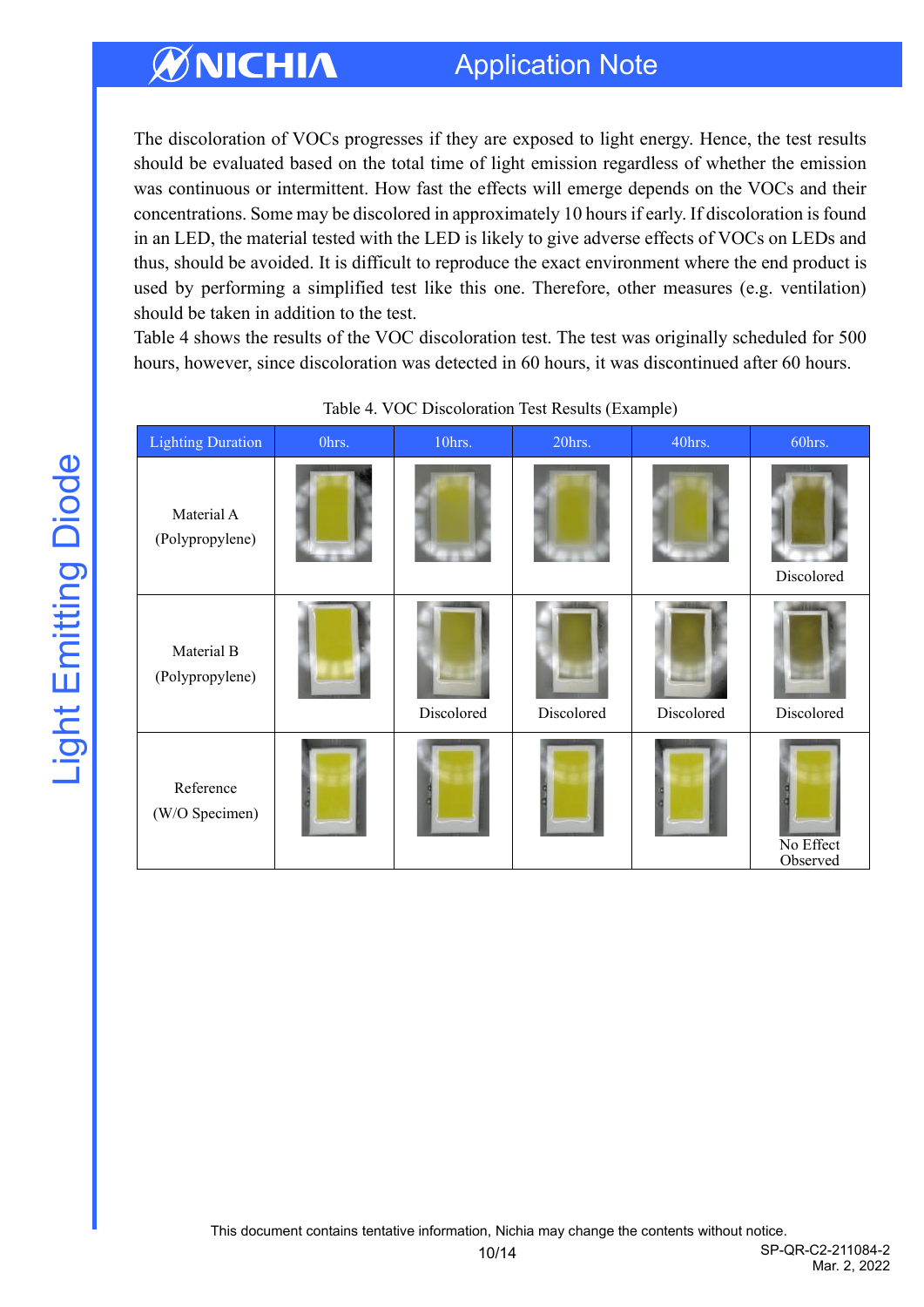The discoloration of VOCs progresses if they are exposed to light energy. Hence, the test results should be evaluated based on the total time of light emission regardless of whether the emission was continuous or intermittent. How fast the effects will emerge depends on the VOCs and their concentrations. Some may be discolored in approximately 10 hours if early. If discoloration is found in an LED, the material tested with the LED is likely to give adverse effects of VOCs on LEDs and thus, should be avoided. It is difficult to reproduce the exact environment where the end product is used by performing a simplified test like this one. Therefore, other measures (e.g. ventilation) should be taken in addition to the test.

Table 4 shows the results of the VOC discoloration test. The test was originally scheduled for 500 hours, however, since discoloration was detected in 60 hours, it was discontinued after 60 hours.

Table 4. VOC Discoloration Test Results (Example)

| Lighting Duration | 0hrs. | 10hrs. | 20hrs. | 40hrs. | 60hrs. |
|---|---|---|---|---|---|
| Material A (Polypropylene) | | | | | Discolored |
| Material B (Polypropylene) | | Discolored | Discolored | Discolored | Discolored |
| Reference (W/O Specimen) | | | | | No Effect Observed |

This document contains tentative information, Nichia may change the contents without notice.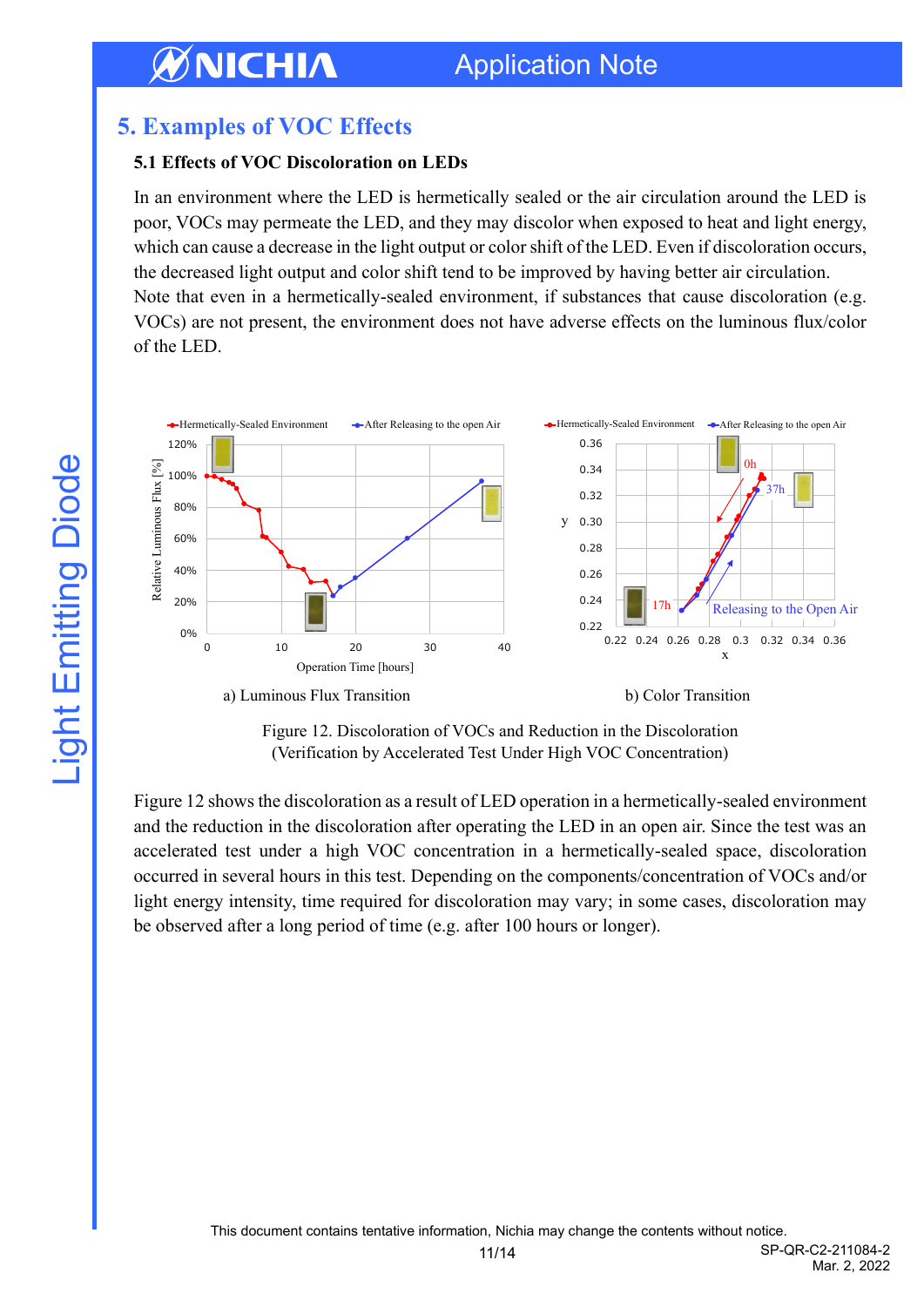# 5. Examples of VOC Effects

### 5.1 Effects of VOC Discoloration on LEDs

In an environment where the LED is hermetically sealed or the air circulation around the LED is poor, VOCs may permeate the LED, and they may discolor when exposed to heat and light energy, which can cause a decrease in the light output or color shift of the LED. Even if discoloration occurs, the decreased light output and color shift tend to be improved by having better air circulation.
Note that even in a hermetically-sealed environment, if substances that cause discoloration (e.g. VOCs) are not present, the environment does not have adverse effects on the luminous flux/color of the LED.

a) Luminous Flux Transition

b) Color Transition

Figure 12. Discoloration of VOCs and Reduction in the Discoloration
(Verification by Accelerated Test Under High VOC Concentration)

Figure 12 shows the discoloration as a result of LED operation in a hermetically-sealed environment and the reduction in the discoloration after operating the LED in an open air. Since the test was an accelerated test under a high VOC concentration in a hermetically-sealed space, discoloration occurred in several hours in this test. Depending on the components/concentration of VOCs and/or light energy intensity, time required for discoloration may vary; in some cases, discoloration may be observed after a long period of time (e.g. after 100 hours or longer).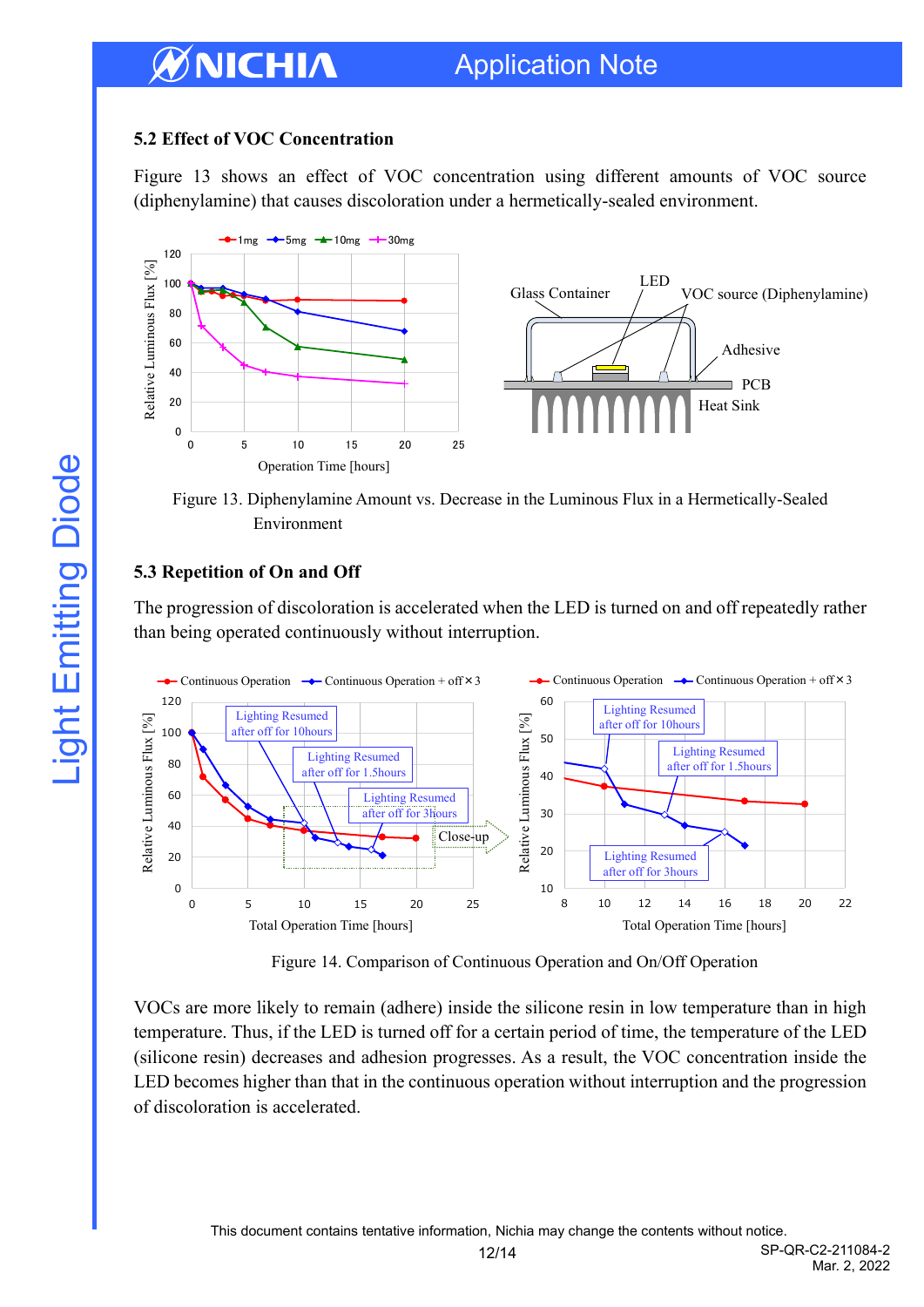## 5.2 Effect of VOC Concentration

Figure 13 shows an effect of VOC concentration using different amounts of VOC source (diphenylamine) that causes discoloration under a hermetically-sealed environment.

Figure 13. Diphenylamine Amount vs. Decrease in the Luminous Flux in a Hermetically-Sealed Environment

## 5.3 Repetition of On and Off

The progression of discoloration is accelerated when the LED is turned on and off repeatedly rather than being operated continuously without interruption.

Figure 14. Comparison of Continuous Operation and On/Off Operation

VOCs are more likely to remain (adhere) inside the silicone resin in low temperature than in high temperature. Thus, if the LED is turned off for a certain period of time, the temperature of the LED (silicone resin) decreases and adhesion progresses. As a result, the VOC concentration inside the LED becomes higher than that in the continuous operation without interruption and the progression of discoloration is accelerated.

This document contains tentative information, Nichia may change the contents without notice.

SP-QR-C2-211084-2
Mar. 2, 2022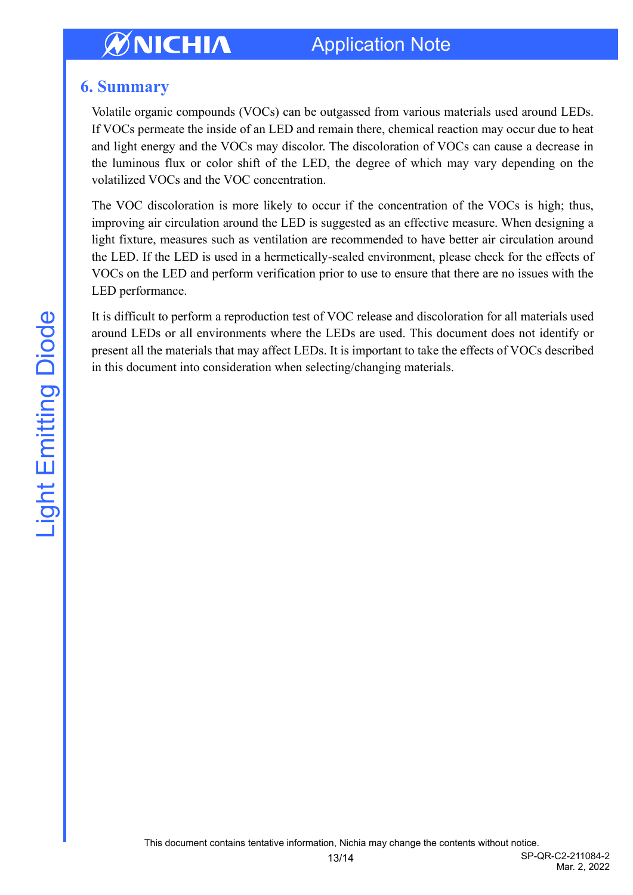## 6. Summary

Volatile organic compounds (VOCs) can be outgassed from various materials used around LEDs. If VOCs permeate the inside of an LED and remain there, chemical reaction may occur due to heat and light energy and the VOCs may discolor. The discoloration of VOCs can cause a decrease in the luminous flux or color shift of the LED, the degree of which may vary depending on the volatilized VOCs and the VOC concentration.

The VOC discoloration is more likely to occur if the concentration of the VOCs is high; thus, improving air circulation around the LED is suggested as an effective measure. When designing a light fixture, measures such as ventilation are recommended to have better air circulation around the LED. If the LED is used in a hermetically-sealed environment, please check for the effects of VOCs on the LED and perform verification prior to use to ensure that there are no issues with the LED performance.

It is difficult to perform a reproduction test of VOC release and discoloration for all materials used around LEDs or all environments where the LEDs are used. This document does not identify or present all the materials that may affect LEDs. It is important to take the effects of VOCs described in this document into consideration when selecting/changing materials.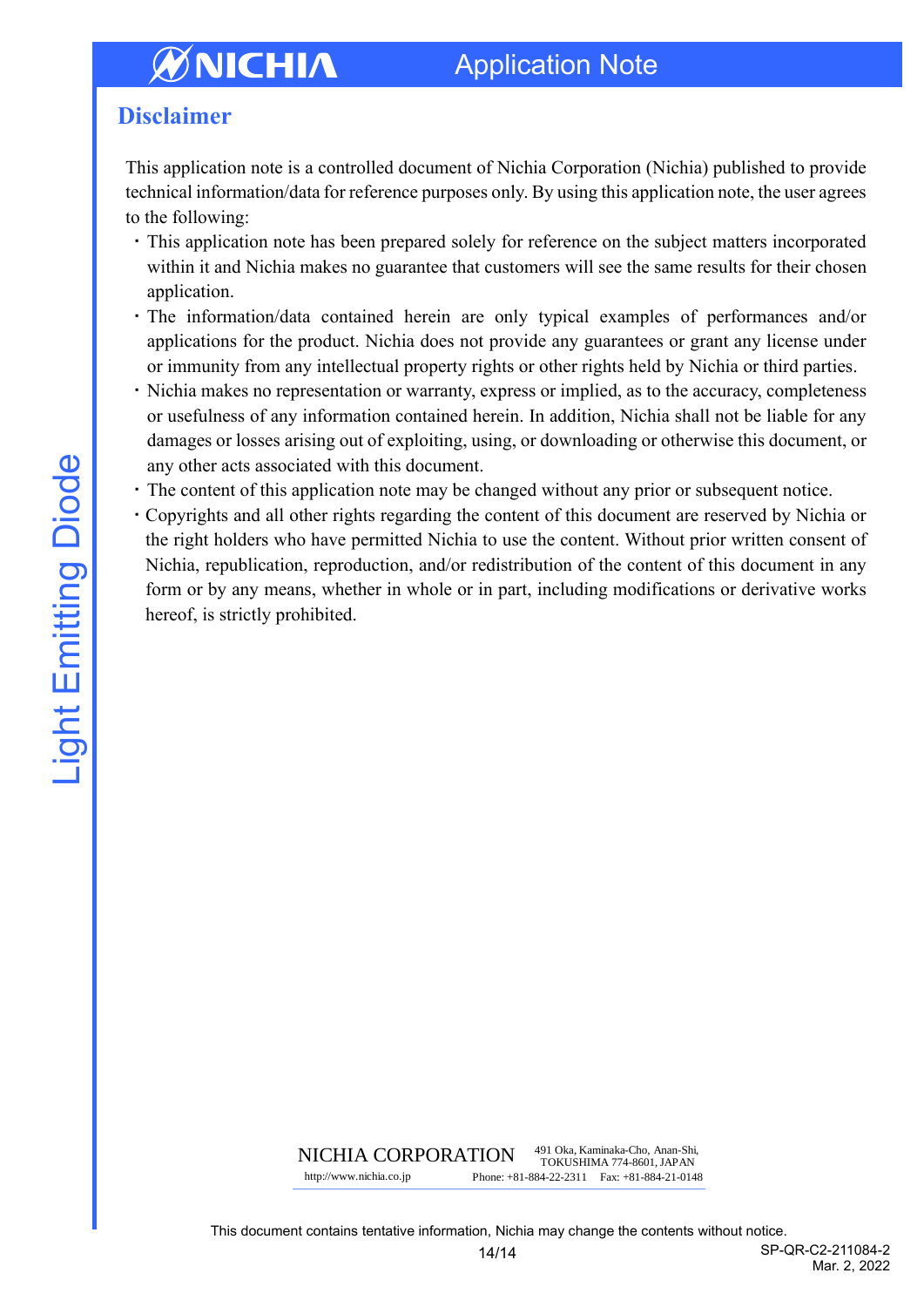## Disclaimer

This application note is a controlled document of Nichia Corporation (Nichia) published to provide technical information/data for reference purposes only. By using this application note, the user agrees to the following:

- This application note has been prepared solely for reference on the subject matters incorporated within it and Nichia makes no guarantee that customers will see the same results for their chosen application.
- The information/data contained herein are only typical examples of performances and/or applications for the product. Nichia does not provide any guarantees or grant any license under or immunity from any intellectual property rights or other rights held by Nichia or third parties.
- Nichia makes no representation or warranty, express or implied, as to the accuracy, completeness or usefulness of any information contained herein. In addition, Nichia shall not be liable for any damages or losses arising out of exploiting, using, or downloading or otherwise this document, or any other acts associated with this document.
- The content of this application note may be changed without any prior or subsequent notice.
- Copyrights and all other rights regarding the content of this document are reserved by Nichia or the right holders who have permitted Nichia to use the content. Without prior written consent of Nichia, republication, reproduction, and/or redistribution of the content of this document in any form or by any means, whether in whole or in part, including modifications or derivative works hereof, is strictly prohibited.

NICHIA CORPORATION
491 Oka, Kaminaka-Cho, Anan-Shi, TOKUSHIMA 774-8601, JAPAN
http://www.nichia.co.jp Phone: +81-884-22-2311 Fax: +81-884-21-0148